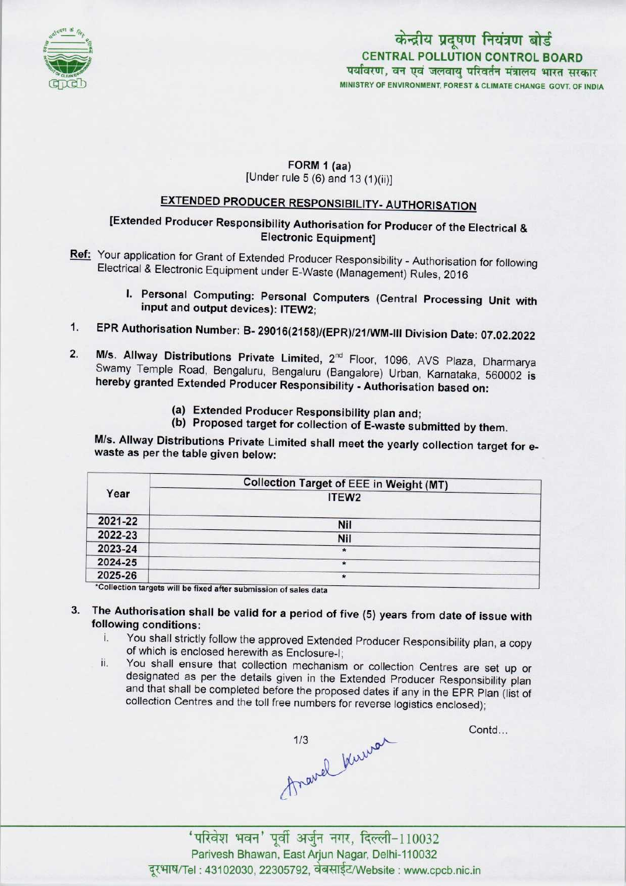केन्द्रीय प्रदूषण नियंत्रण बोर्ड
**CENTRAL POLLUTION CONTROL BOARD**
पर्यावरण, वन एवं जलवायु परिवर्तन मंत्रालय भारत सरकार
MINISTRY OF ENVIRONMENT, FOREST & CLIMATE CHANGE GOVT. OF INDIA

FORM 1 (aa)
[Under rule 5 (6) and 13 (1)(ii)]

## EXTENDED PRODUCER RESPONSIBILITY- AUTHORISATION

**[Extended Producer Responsibility Authorisation for Producer of the Electrical & Electronic Equipment]**

**Ref:** Your application for Grant of Extended Producer Responsibility - Authorisation for following Electrical & Electronic Equipment under E-Waste (Management) Rules, 2016

I. **Personal Computing: Personal Computers (Central Processing Unit with input and output devices): ITEW2;**

1. **EPR Authorisation Number: B- 29016(2158)/(EPR)/21/WM-III Division Date: 07.02.2022**

2. **M/s. Allway Distributions Private Limited,** 2nd Floor, 1096, AVS Plaza, Dharmarya Swamy Temple Road, Bengaluru, Bengaluru (Bangalore) Urban, Karnataka, 560002 **is hereby granted Extended Producer Responsibility - Authorisation based on:**

   (a) **Extended Producer Responsibility plan and;**
   (b) **Proposed target for collection of E-waste submitted by them.**

**M/s. Allway Distributions Private Limited shall meet the yearly collection target for e-waste as per the table given below:**

| Year | Collection Target of EEE in Weight (MT) |
|---|---|
| | ITEW2 |
| 2021-22 | Nil |
| 2022-23 | Nil |
| 2023-24 | * |
| 2024-25 | * |
| 2025-26 | * |

*Collection targets will be fixed after submission of sales data

3. **The Authorisation shall be valid for a period of five (5) years from date of issue with following conditions:**
   i. You shall strictly follow the approved Extended Producer Responsibility plan, a copy of which is enclosed herewith as Enclosure-I;
   ii. You shall ensure that collection mechanism or collection Centres are set up or designated as per the details given in the Extended Producer Responsibility plan and that shall be completed before the proposed dates if any in the EPR Plan (list of collection Centres and the toll free numbers for reverse logistics enclosed);

Contd...

'परिवेश भवन' पूर्वी अर्जुन नगर, दिल्ली-110032
Parivesh Bhawan, East Arjun Nagar, Delhi-110032
दूरभाष/Tel : 43102030, 22305792, वेबसाईट/Website : www.cpcb.nic.in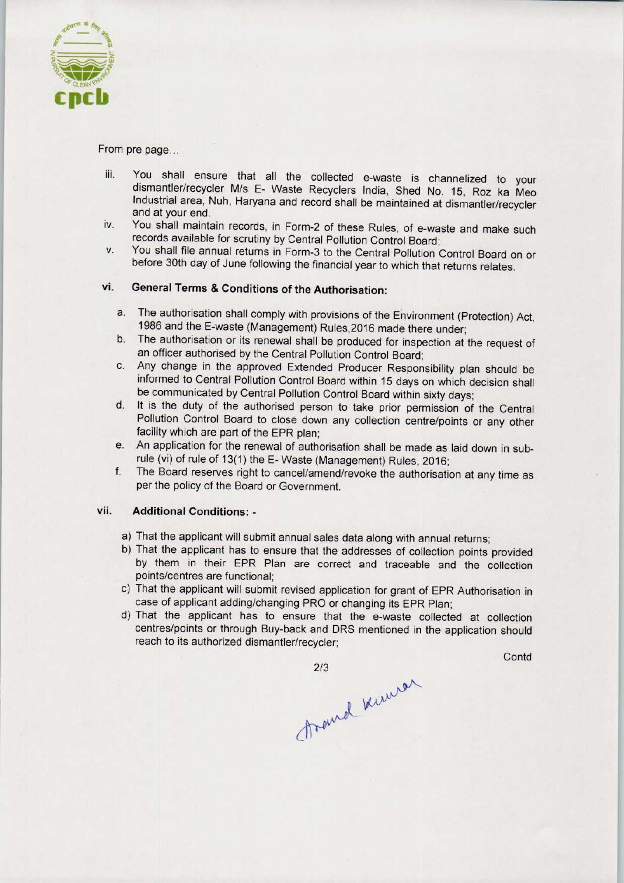From pre page...

iii. You shall ensure that all the collected e-waste is channelized to your dismantler/recycler M/s E- Waste Recyclers India, Shed No. 15, Roz ka Meo Industrial area, Nuh, Haryana and record shall be maintained at dismantler/recycler and at your end.

iv. You shall maintain records, in Form-2 of these Rules, of e-waste and make such records available for scrutiny by Central Pollution Control Board;

v. You shall file annual returns in Form-3 to the Central Pollution Control Board on or before 30th day of June following the financial year to which that returns relates.

## vi. General Terms & Conditions of the Authorisation:

a. The authorisation shall comply with provisions of the Environment (Protection) Act, 1986 and the E-waste (Management) Rules,2016 made there under;

b. The authorisation or its renewal shall be produced for inspection at the request of an officer authorised by the Central Pollution Control Board;

c. Any change in the approved Extended Producer Responsibility plan should be informed to Central Pollution Control Board within 15 days on which decision shall be communicated by Central Pollution Control Board within sixty days;

d. It is the duty of the authorised person to take prior permission of the Central Pollution Control Board to close down any collection centre/points or any other facility which are part of the EPR plan;

e. An application for the renewal of authorisation shall be made as laid down in sub-rule (vi) of rule of 13(1) the E- Waste (Management) Rules, 2016;

f. The Board reserves right to cancel/amend/revoke the authorisation at any time as per the policy of the Board or Government.

## vii. Additional Conditions: -

a) That the applicant will submit annual sales data along with annual returns;

b) That the applicant has to ensure that the addresses of collection points provided by them in their EPR Plan are correct and traceable and the collection points/centres are functional;

c) That the applicant will submit revised application for grant of EPR Authorisation in case of applicant adding/changing PRO or changing its EPR Plan;

d) That the applicant has to ensure that the e-waste collected at collection centres/points or through Buy-back and DRS mentioned in the application should reach to its authorized dismantler/recycler;

Contd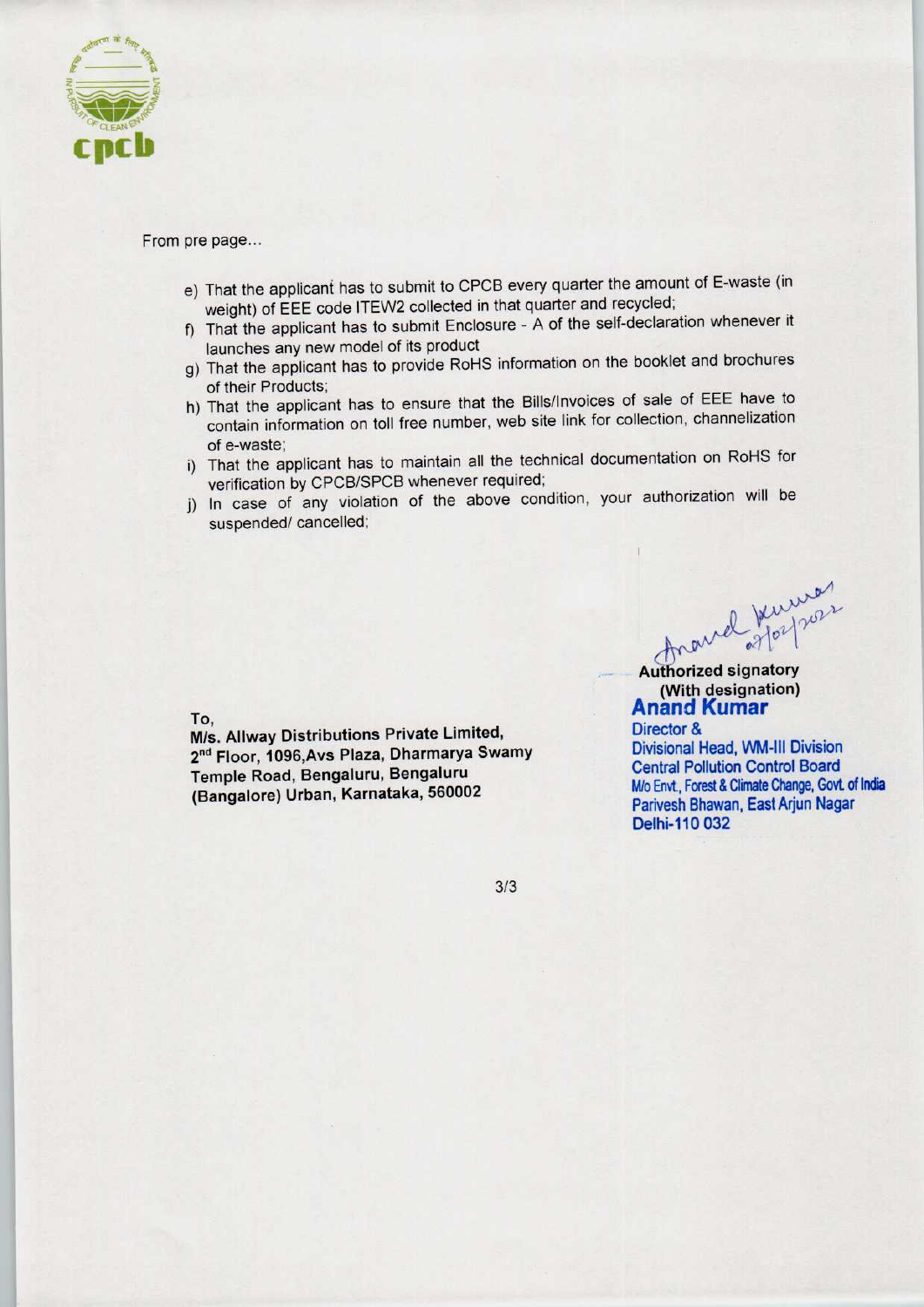From pre page...

e) That the applicant has to submit to CPCB every quarter the amount of E-waste (in weight) of EEE code ITEW2 collected in that quarter and recycled;
f) That the applicant has to submit Enclosure - A of the self-declaration whenever it launches any new model of its product
g) That the applicant has to provide RoHS information on the booklet and brochures of their Products;
h) That the applicant has to ensure that the Bills/Invoices of sale of EEE have to contain information on toll free number, web site link for collection, channelization of e-waste;
i) That the applicant has to maintain all the technical documentation on RoHS for verification by CPCB/SPCB whenever required;
j) In case of any violation of the above condition, your authorization will be suspended/ cancelled;

Anand Kumar 07/02/2022

**Authorized signatory**
**(With designation)**
**Anand Kumar**
Director &
Divisional Head, WM-III Division
Central Pollution Control Board
M/o Envt., Forest & Climate Change, Govt. of India
Parivesh Bhawan, East Arjun Nagar
Delhi-110 032

To,
**M/s. Allway Distributions Private Limited,**
**2nd Floor, 1096,Avs Plaza, Dharmarya Swamy Temple Road, Bengaluru, Bengaluru (Bangalore) Urban, Karnataka, 560002**